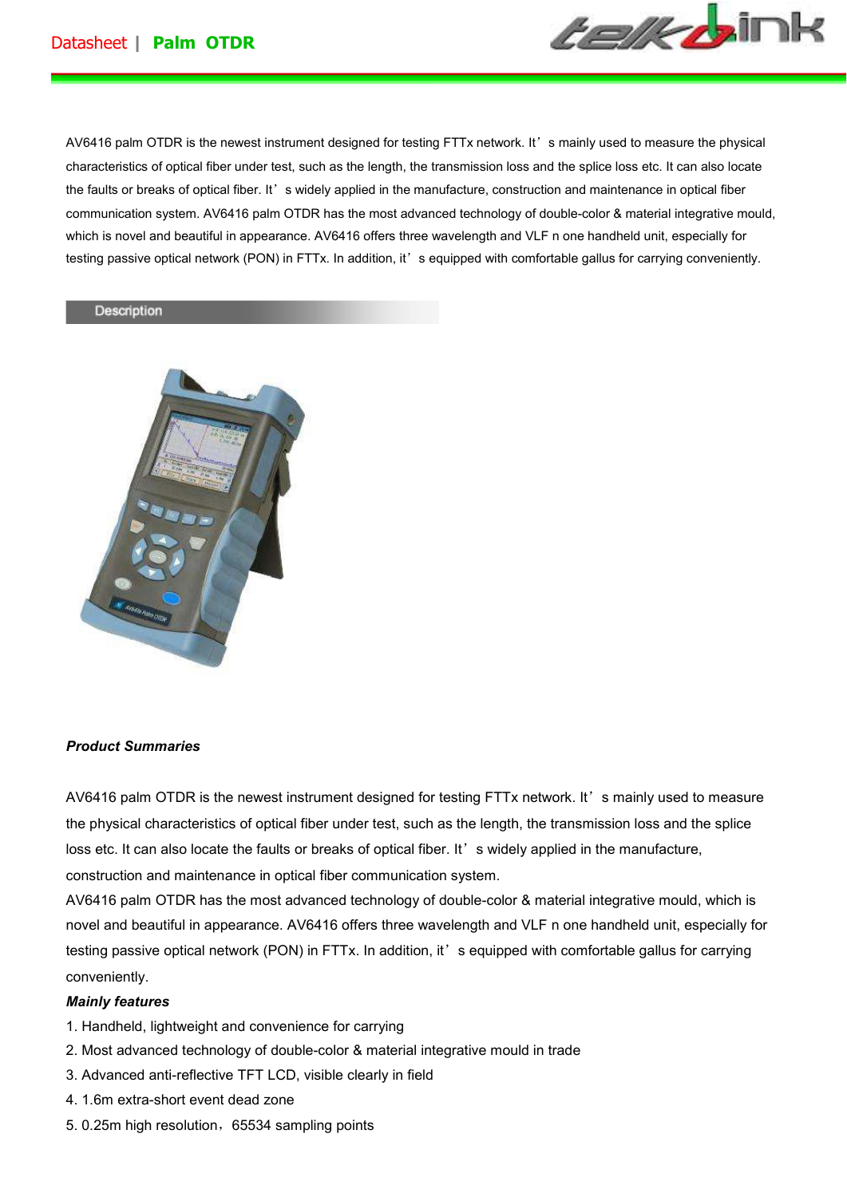Datasheet | **Palm OTDR**

AV6416 palm OTDR is the newest instrument designed for testing FTTx network. It's mainly used to measure the physical characteristics of optical fiber under test, such as the length, the transmission loss and the splice loss etc. It can also locate the faults or breaks of optical fiber. It's widely applied in the manufacture, construction and maintenance in optical fiber communication system. AV6416 palm OTDR has the most advanced technology of double-color & material integrative mould, which is novel and beautiful in appearance. AV6416 offers three wavelength and VLF n one handheld unit, especially for testing passive optical network (PON) in FTTx. In addition, it's equipped with comfortable gallus for carrying conveniently.

## Description

***Product Summaries***

AV6416 palm OTDR is the newest instrument designed for testing FTTx network. It's mainly used to measure the physical characteristics of optical fiber under test, such as the length, the transmission loss and the splice loss etc. It can also locate the faults or breaks of optical fiber. It's widely applied in the manufacture, construction and maintenance in optical fiber communication system.

AV6416 palm OTDR has the most advanced technology of double-color & material integrative mould, which is novel and beautiful in appearance. AV6416 offers three wavelength and VLF n one handheld unit, especially for testing passive optical network (PON) in FTTx. In addition, it's equipped with comfortable gallus for carrying conveniently.

***Mainly features***

1. Handheld, lightweight and convenience for carrying
2. Most advanced technology of double-color & material integrative mould in trade
3. Advanced anti-reflective TFT LCD, visible clearly in field
4. 1.6m extra-short event dead zone
5. 0.25m high resolution，65534 sampling points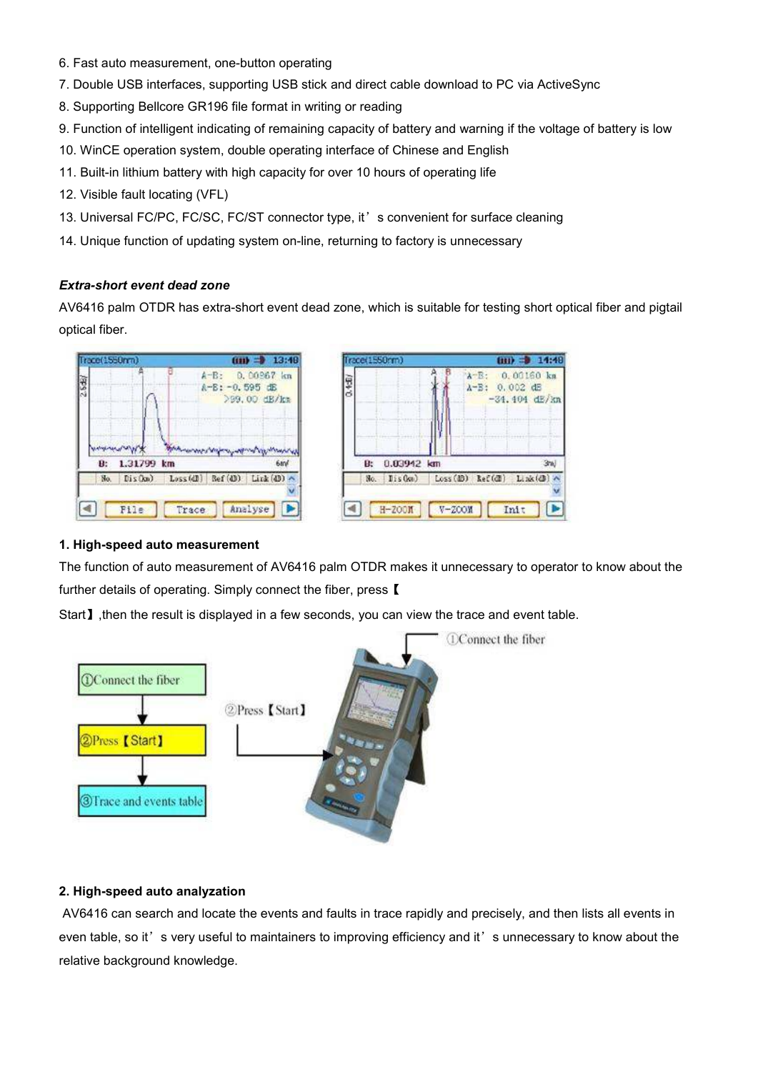6. Fast auto measurement, one-button operating
7. Double USB interfaces, supporting USB stick and direct cable download to PC via ActiveSync
8. Supporting Bellcore GR196 file format in writing or reading
9. Function of intelligent indicating of remaining capacity of battery and warning if the voltage of battery is low
10. WinCE operation system, double operating interface of Chinese and English
11. Built-in lithium battery with high capacity for over 10 hours of operating life
12. Visible fault locating (VFL)
13. Universal FC/PC, FC/SC, FC/ST connector type, it's convenient for surface cleaning
14. Unique function of updating system on-line, returning to factory is unnecessary

***Extra-short event dead zone***

AV6416 palm OTDR has extra-short event dead zone, which is suitable for testing short optical fiber and pigtail optical fiber.

**1. High-speed auto measurement**

The function of auto measurement of AV6416 palm OTDR makes it unnecessary to operator to know about the further details of operating. Simply connect the fiber, press【Start】,then the result is displayed in a few seconds, you can view the trace and event table.

**2. High-speed auto analyzation**

AV6416 can search and locate the events and faults in trace rapidly and precisely, and then lists all events in even table, so it's very useful to maintainers to improving efficiency and it's unnecessary to know about the relative background knowledge.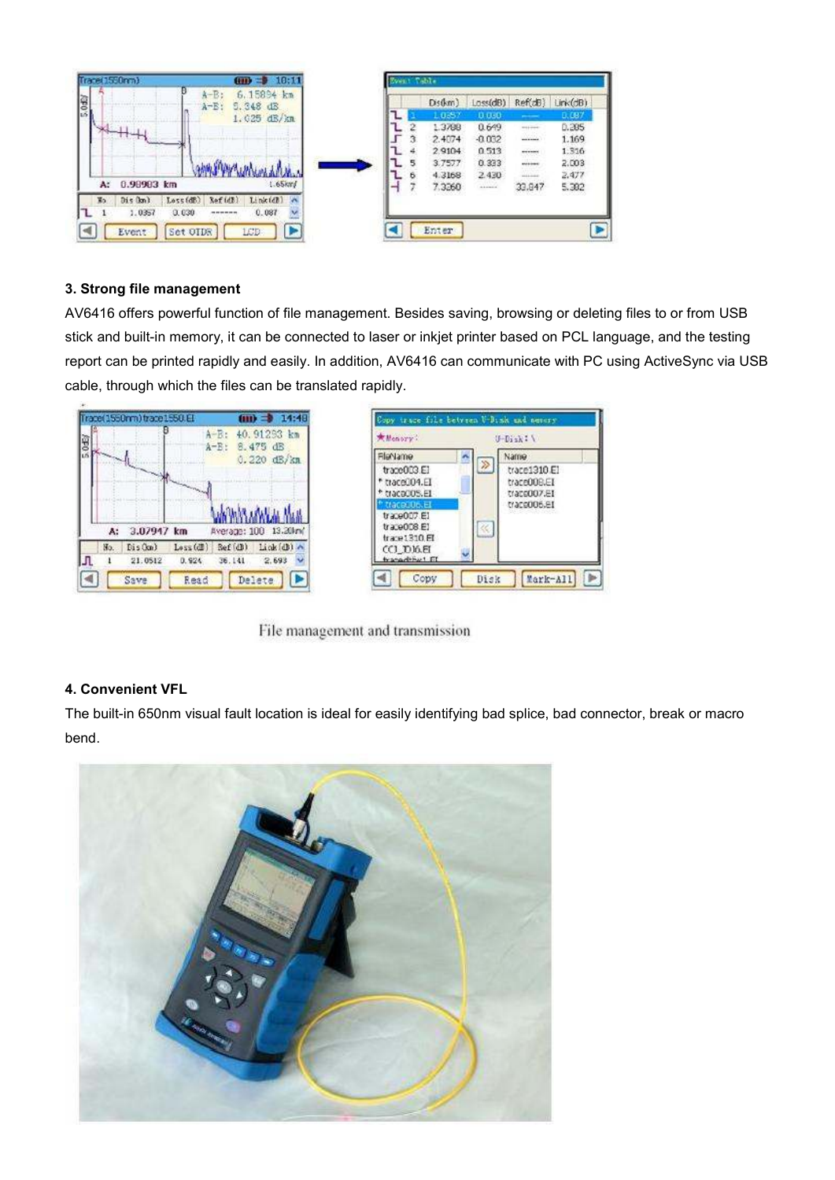### 3. Strong file management

AV6416 offers powerful function of file management. Besides saving, browsing or deleting files to or from USB stick and built-in memory, it can be connected to laser or inkjet printer based on PCL language, and the testing report can be printed rapidly and easily. In addition, AV6416 can communicate with PC using ActiveSync via USB cable, through which the files can be translated rapidly.

File management and transmission

### 4. Convenient VFL

The built-in 650nm visual fault location is ideal for easily identifying bad splice, bad connector, break or macro bend.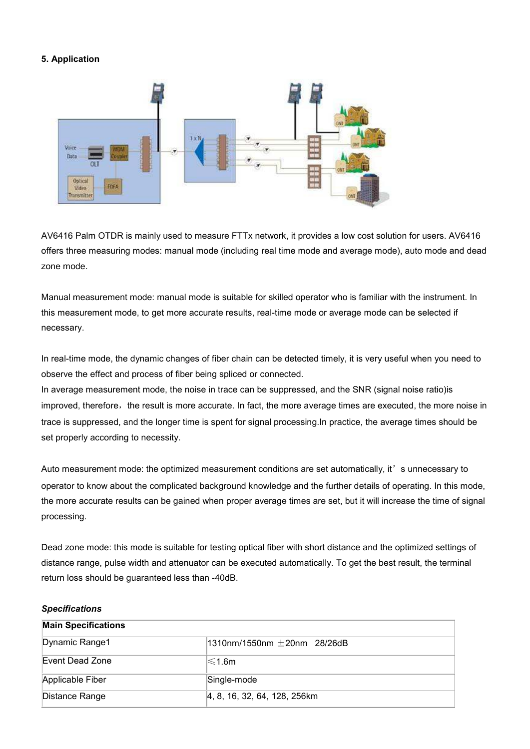**5. Application**

AV6416 Palm OTDR is mainly used to measure FTTx network, it provides a low cost solution for users. AV6416 offers three measuring modes: manual mode (including real time mode and average mode), auto mode and dead zone mode.

Manual measurement mode: manual mode is suitable for skilled operator who is familiar with the instrument. In this measurement mode, to get more accurate results, real-time mode or average mode can be selected if necessary.

In real-time mode, the dynamic changes of fiber chain can be detected timely, it is very useful when you need to observe the effect and process of fiber being spliced or connected.
In average measurement mode, the noise in trace can be suppressed, and the SNR (signal noise ratio)is improved, therefore，the result is more accurate. In fact, the more average times are executed, the more noise in trace is suppressed, and the longer time is spent for signal processing.In practice, the average times should be set properly according to necessity.

Auto measurement mode: the optimized measurement conditions are set automatically, it's unnecessary to operator to know about the complicated background knowledge and the further details of operating. In this mode, the more accurate results can be gained when proper average times are set, but it will increase the time of signal processing.

Dead zone mode: this mode is suitable for testing optical fiber with short distance and the optimized settings of distance range, pulse width and attenuator can be executed automatically. To get the best result, the terminal return loss should be guaranteed less than -40dB.

***Specifications***

| **Main Specifications** | |
|---|---|
| Dynamic Range1 | 1310nm/1550nm ±20nm 28/26dB |
| Event Dead Zone | ≤1.6m |
| Applicable Fiber | Single-mode |
| Distance Range | 4, 8, 16, 32, 64, 128, 256km |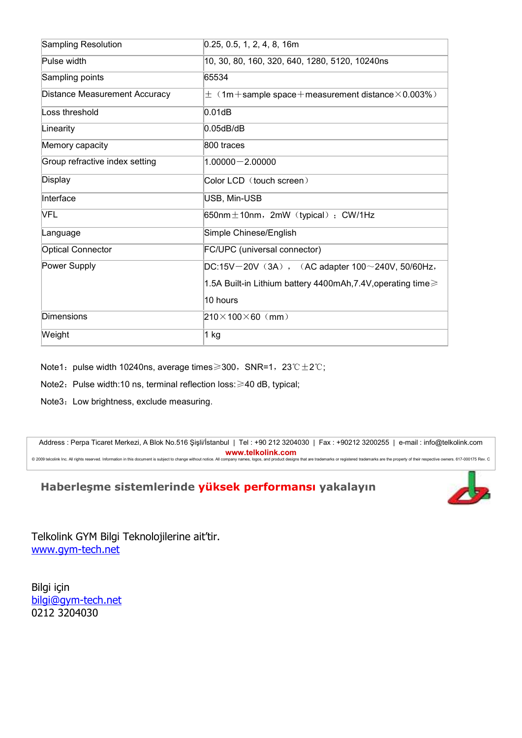| | |
|---|---|
| Sampling Resolution | 0.25, 0.5, 1, 2, 4, 8, 16m |
| Pulse width | 10, 30, 80, 160, 320, 640, 1280, 5120, 10240ns |
| Sampling points | 65534 |
| Distance Measurement Accuracy | ±（1m＋sample space＋measurement distance×0.003%） |
| Loss threshold | 0.01dB |
| Linearity | 0.05dB/dB |
| Memory capacity | 800 traces |
| Group refractive index setting | 1.00000－2.00000 |
| Display | Color LCD（touch screen） |
| Interface | USB, Min-USB |
| VFL | 650nm±10nm，2mW（typical）；CW/1Hz |
| Language | Simple Chinese/English |
| Optical Connector | FC/UPC (universal connector) |
| Power Supply | DC:15V－20V（3A），（AC adapter 100～240V, 50/60Hz, 1.5A Built-in Lithium battery 4400mAh,7.4V,operating time≥10 hours |
| Dimensions | 210×100×60（mm） |
| Weight | 1 kg |

Note1：pulse width 10240ns, average times≥300，SNR=1，23℃±2℃;

Note2：Pulse width:10 ns, terminal reflection loss:≥40 dB, typical;

Note3：Low brightness, exclude measuring.

Address : Perpa Ticaret Merkezi, A Blok No.516 Şişli/İstanbul | Tel : +90 212 3204030 | Fax : +90212 3200255 | e-mail : info@telkolink.com

**www.telkolink.com**

© 2009 telcolink Inc. All rights reserved. Information in this document is subject to change without notice. All company names, logos, and product designs that are trademarks or registered trademarks are the property of their respective owners. 617-000175 Rev. C

**Haberleşme sistemlerinde yüksek performansı yakalayın**

Telkolink GYM Bilgi Teknolojilerine ait'tir.
www.gym-tech.net

Bilgi için
bilgi@gym-tech.net
0212 3204030